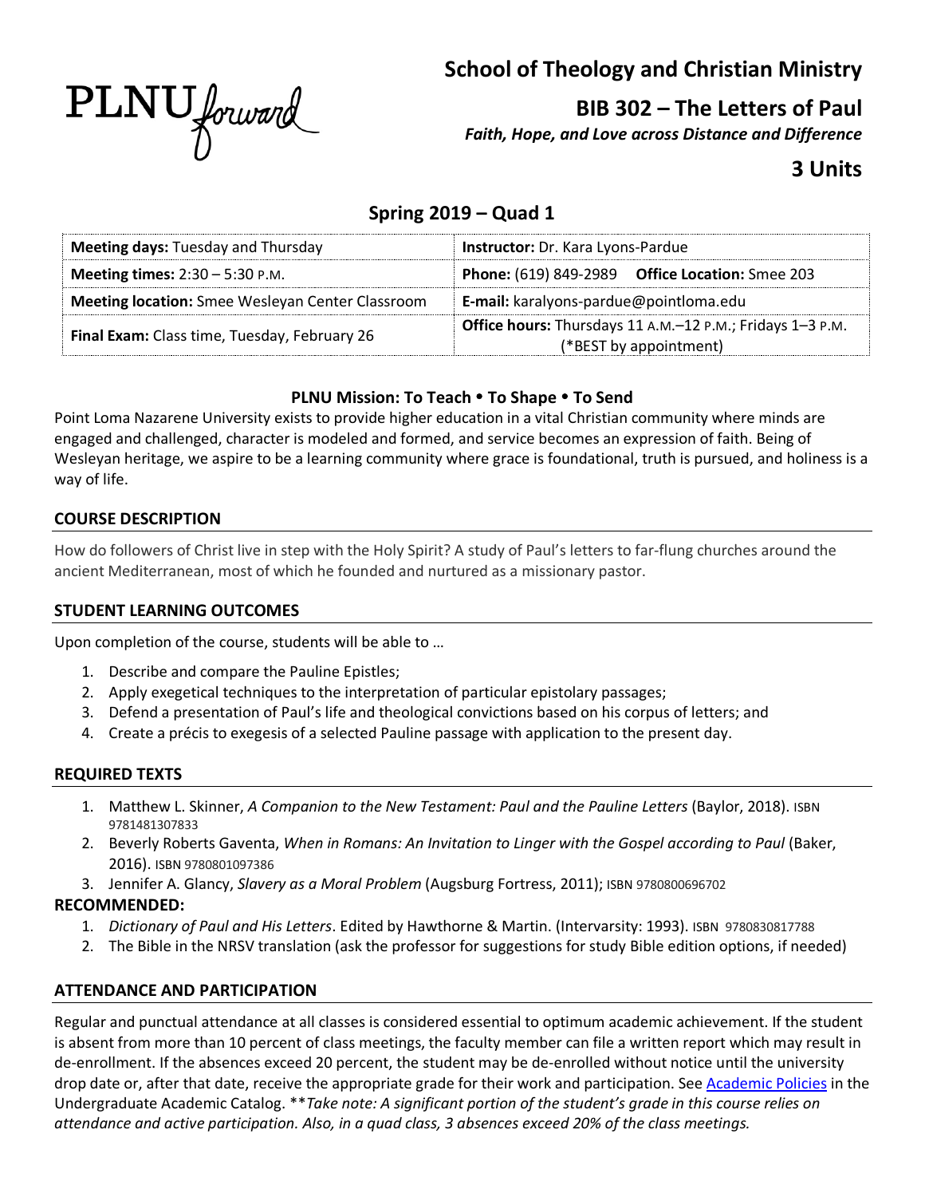PLNU forward

# School of Theology and Christian Ministry

## BIB 302 – The Letters of Paul

*Faith, Hope, and Love across Distance and Difference*

## 3 Units

## Spring 2019 – Quad 1

| **Meeting days:** Tuesday and Thursday | **Instructor:** Dr. Kara Lyons-Pardue |
|---|---|
| **Meeting times:** 2:30 – 5:30 P.M. | **Phone:** (619) 849-2989 **Office Location:** Smee 203 |
| **Meeting location:** Smee Wesleyan Center Classroom | **E-mail:** karalyons-pardue@pointloma.edu |
| **Final Exam:** Class time, Tuesday, February 26 | **Office hours:** Thursdays 11 A.M.–12 P.M.; Fridays 1–3 P.M. (*BEST by appointment) |

**PLNU Mission: To Teach • To Shape • To Send**

Point Loma Nazarene University exists to provide higher education in a vital Christian community where minds are engaged and challenged, character is modeled and formed, and service becomes an expression of faith. Being of Wesleyan heritage, we aspire to be a learning community where grace is foundational, truth is pursued, and holiness is a way of life.

### COURSE DESCRIPTION

How do followers of Christ live in step with the Holy Spirit? A study of Paul's letters to far-flung churches around the ancient Mediterranean, most of which he founded and nurtured as a missionary pastor.

### STUDENT LEARNING OUTCOMES

Upon completion of the course, students will be able to …

1. Describe and compare the Pauline Epistles;
2. Apply exegetical techniques to the interpretation of particular epistolary passages;
3. Defend a presentation of Paul's life and theological convictions based on his corpus of letters; and
4. Create a précis to exegesis of a selected Pauline passage with application to the present day.

### REQUIRED TEXTS

1. Matthew L. Skinner, *A Companion to the New Testament: Paul and the Pauline Letters* (Baylor, 2018). ISBN 9781481307833
2. Beverly Roberts Gaventa, *When in Romans: An Invitation to Linger with the Gospel according to Paul* (Baker, 2016). ISBN 9780801097386
3. Jennifer A. Glancy, *Slavery as a Moral Problem* (Augsburg Fortress, 2011); ISBN 9780800696702

**RECOMMENDED:**

1. *Dictionary of Paul and His Letters*. Edited by Hawthorne & Martin. (Intervarsity: 1993). ISBN 9780830817788
2. The Bible in the NRSV translation (ask the professor for suggestions for study Bible edition options, if needed)

### ATTENDANCE AND PARTICIPATION

Regular and punctual attendance at all classes is considered essential to optimum academic achievement. If the student is absent from more than 10 percent of class meetings, the faculty member can file a written report which may result in de-enrollment. If the absences exceed 20 percent, the student may be de-enrolled without notice until the university drop date or, after that date, receive the appropriate grade for their work and participation. See Academic Policies in the Undergraduate Academic Catalog. ***Take note: A significant portion of the student's grade in this course relies on attendance and active participation. Also, in a quad class, 3 absences exceed 20% of the class meetings.*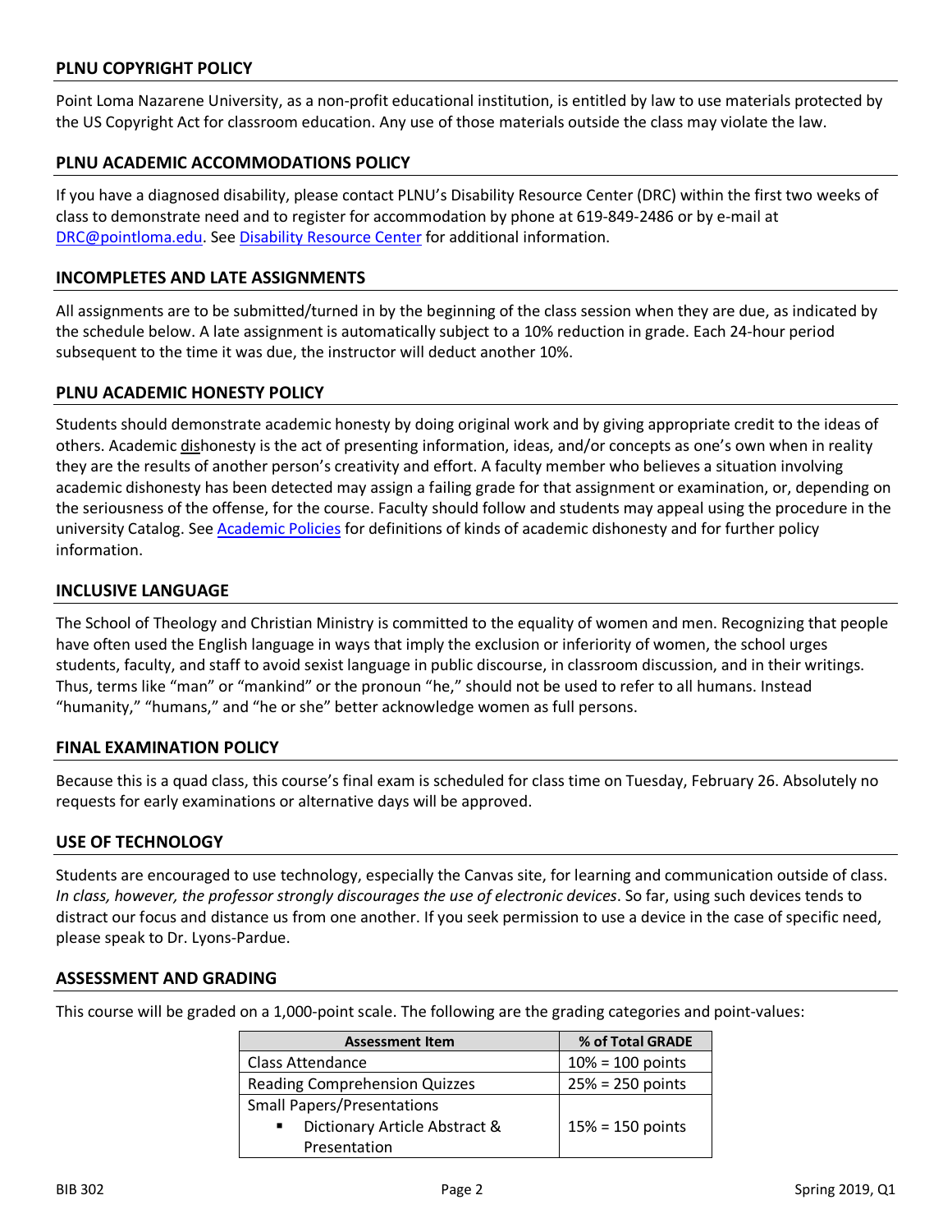## PLNU COPYRIGHT POLICY

Point Loma Nazarene University, as a non-profit educational institution, is entitled by law to use materials protected by the US Copyright Act for classroom education. Any use of those materials outside the class may violate the law.

## PLNU ACADEMIC ACCOMMODATIONS POLICY

If you have a diagnosed disability, please contact PLNU's Disability Resource Center (DRC) within the first two weeks of class to demonstrate need and to register for accommodation by phone at 619-849-2486 or by e-mail at DRC@pointloma.edu. See Disability Resource Center for additional information.

## INCOMPLETES AND LATE ASSIGNMENTS

All assignments are to be submitted/turned in by the beginning of the class session when they are due, as indicated by the schedule below. A late assignment is automatically subject to a 10% reduction in grade. Each 24-hour period subsequent to the time it was due, the instructor will deduct another 10%.

## PLNU ACADEMIC HONESTY POLICY

Students should demonstrate academic honesty by doing original work and by giving appropriate credit to the ideas of others. Academic <u>dis</u>honesty is the act of presenting information, ideas, and/or concepts as one's own when in reality they are the results of another person's creativity and effort. A faculty member who believes a situation involving academic dishonesty has been detected may assign a failing grade for that assignment or examination, or, depending on the seriousness of the offense, for the course. Faculty should follow and students may appeal using the procedure in the university Catalog. See Academic Policies for definitions of kinds of academic dishonesty and for further policy information.

## INCLUSIVE LANGUAGE

The School of Theology and Christian Ministry is committed to the equality of women and men. Recognizing that people have often used the English language in ways that imply the exclusion or inferiority of women, the school urges students, faculty, and staff to avoid sexist language in public discourse, in classroom discussion, and in their writings. Thus, terms like "man" or "mankind" or the pronoun "he," should not be used to refer to all humans. Instead "humanity," "humans," and "he or she" better acknowledge women as full persons.

## FINAL EXAMINATION POLICY

Because this is a quad class, this course's final exam is scheduled for class time on Tuesday, February 26. Absolutely no requests for early examinations or alternative days will be approved.

## USE OF TECHNOLOGY

Students are encouraged to use technology, especially the Canvas site, for learning and communication outside of class. *In class, however, the professor strongly discourages the use of electronic devices*. So far, using such devices tends to distract our focus and distance us from one another. If you seek permission to use a device in the case of specific need, please speak to Dr. Lyons-Pardue.

## ASSESSMENT AND GRADING

This course will be graded on a 1,000-point scale. The following are the grading categories and point-values:

| Assessment Item | % of Total GRADE |
|---|---|
| Class Attendance | 10% = 100 points |
| Reading Comprehension Quizzes | 25% = 250 points |
| Small Papers/Presentations<br>▪ Dictionary Article Abstract & Presentation | 15% = 150 points |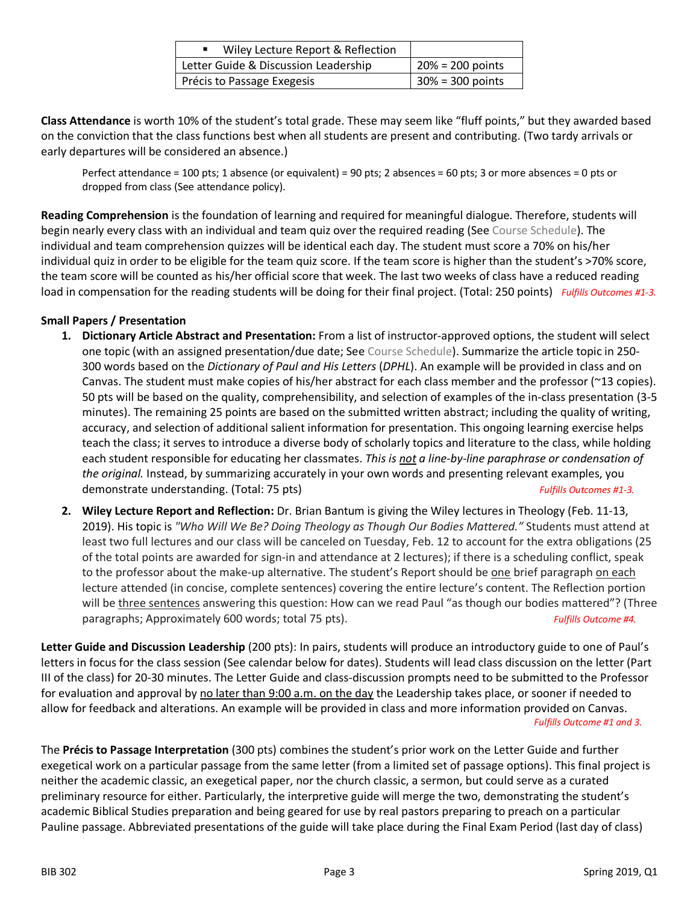| ▪ Wiley Lecture Report & Reflection | |
|---|---|
| Letter Guide & Discussion Leadership | 20% = 200 points |
| Précis to Passage Exegesis | 30% = 300 points |

**Class Attendance** is worth 10% of the student's total grade. These may seem like "fluff points," but they awarded based on the conviction that the class functions best when all students are present and contributing. (Two tardy arrivals or early departures will be considered an absence.)

> Perfect attendance = 100 pts; 1 absence (or equivalent) = 90 pts; 2 absences = 60 pts; 3 or more absences = 0 pts or dropped from class (See attendance policy).

**Reading Comprehension** is the foundation of learning and required for meaningful dialogue. Therefore, students will begin nearly every class with an individual and team quiz over the required reading (See Course Schedule). The individual and team comprehension quizzes will be identical each day. The student must score a 70% on his/her individual quiz in order to be eligible for the team quiz score. If the team score is higher than the student's >70% score, the team score will be counted as his/her official score that week. The last two weeks of class have a reduced reading load in compensation for the reading students will be doing for their final project. (Total: 250 points) *Fulfills Outcomes #1-3.*

**Small Papers / Presentation**

1. **Dictionary Article Abstract and Presentation:** From a list of instructor-approved options, the student will select one topic (with an assigned presentation/due date; See Course Schedule). Summarize the article topic in 250-300 words based on the *Dictionary of Paul and His Letters* (*DPHL*). An example will be provided in class and on Canvas. The student must make copies of his/her abstract for each class member and the professor (~13 copies). 50 pts will be based on the quality, comprehensibility, and selection of examples of the in-class presentation (3-5 minutes). The remaining 25 points are based on the submitted written abstract; including the quality of writing, accuracy, and selection of additional salient information for presentation. This ongoing learning exercise helps teach the class; it serves to introduce a diverse body of scholarly topics and literature to the class, while holding each student responsible for educating her classmates. *This is not a line-by-line paraphrase or condensation of the original.* Instead, by summarizing accurately in your own words and presenting relevant examples, you demonstrate understanding. (Total: 75 pts) *Fulfills Outcomes #1-3.*

2. **Wiley Lecture Report and Reflection:** Dr. Brian Bantum is giving the Wiley lectures in Theology (Feb. 11-13, 2019). His topic is *"Who Will We Be? Doing Theology as Though Our Bodies Mattered."* Students must attend at least two full lectures and our class will be canceled on Tuesday, Feb. 12 to account for the extra obligations (25 of the total points are awarded for sign-in and attendance at 2 lectures); if there is a scheduling conflict, speak to the professor about the make-up alternative. The student's Report should be one brief paragraph on each lecture attended (in concise, complete sentences) covering the entire lecture's content. The Reflection portion will be three sentences answering this question: How can we read Paul "as though our bodies mattered"? (Three paragraphs; Approximately 600 words; total 75 pts). *Fulfills Outcome #4.*

**Letter Guide and Discussion Leadership** (200 pts): In pairs, students will produce an introductory guide to one of Paul's letters in focus for the class session (See calendar below for dates). Students will lead class discussion on the letter (Part III of the class) for 20-30 minutes. The Letter Guide and class-discussion prompts need to be submitted to the Professor for evaluation and approval by no later than 9:00 a.m. on the day the Leadership takes place, or sooner if needed to allow for feedback and alterations. An example will be provided in class and more information provided on Canvas. *Fulfills Outcome #1 and 3.*

The **Précis to Passage Interpretation** (300 pts) combines the student's prior work on the Letter Guide and further exegetical work on a particular passage from the same letter (from a limited set of passage options). This final project is neither the academic classic, an exegetical paper, nor the church classic, a sermon, but could serve as a curated preliminary resource for either. Particularly, the interpretive guide will merge the two, demonstrating the student's academic Biblical Studies preparation and being geared for use by real pastors preparing to preach on a particular Pauline passage. Abbreviated presentations of the guide will take place during the Final Exam Period (last day of class)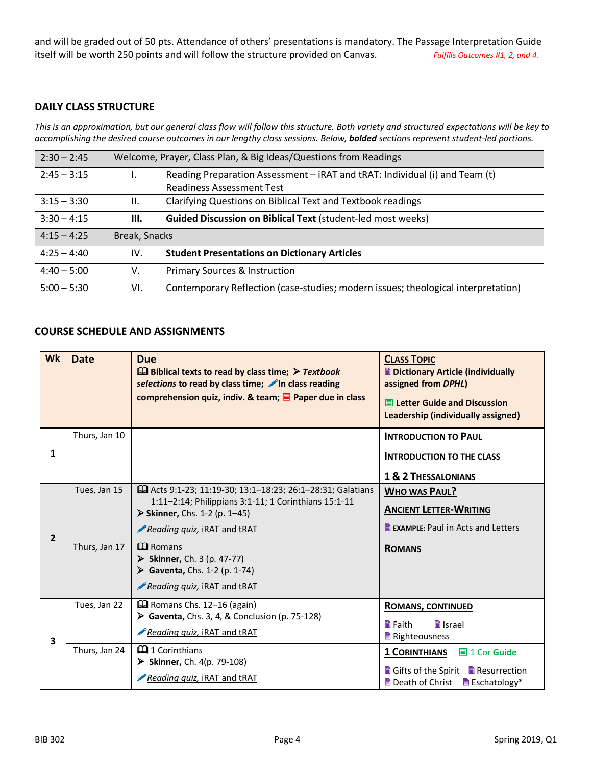and will be graded out of 50 pts. Attendance of others' presentations is mandatory. The Passage Interpretation Guide itself will be worth 250 points and will follow the structure provided on Canvas. *Fulfills Outcomes #1, 2, and 4.*

## DAILY CLASS STRUCTURE

*This is an approximation, but our general class flow will follow this structure. Both variety and structured expectations will be key to accomplishing the desired course outcomes in our lengthy class sessions. Below,* ***bolded*** *sections represent student-led portions.*

| | | |
|---|---|---|
| 2:30 – 2:45 | Welcome, Prayer, Class Plan, & Big Ideas/Questions from Readings | |
| 2:45 – 3:15 | I. | Reading Preparation Assessment – iRAT and tRAT: Individual (i) and Team (t) Readiness Assessment Test |
| 3:15 – 3:30 | II. | Clarifying Questions on Biblical Text and Textbook readings |
| 3:30 – 4:15 | **III.** | **Guided Discussion on Biblical Text** (student-led most weeks) |
| 4:15 – 4:25 | Break, Snacks | |
| 4:25 – 4:40 | IV. | **Student Presentations on Dictionary Articles** |
| 4:40 – 5:00 | V. | Primary Sources & Instruction |
| 5:00 – 5:30 | VI. | Contemporary Reflection (case-studies; modern issues; theological interpretation) |

## COURSE SCHEDULE AND ASSIGNMENTS

| Wk | Date | Due<br>📖 Biblical texts to read by class time; ➢ *Textbook selections* to read by class time; ✏ In class reading comprehension quiz, indiv. & team; 📋 Paper due in class | CLASS TOPIC<br>📄 Dictionary Article (individually assigned from *DPHL*)<br>📋 Letter Guide and Discussion Leadership (individually assigned) |
|---|---|---|---|
| 1 | Thurs, Jan 10 | | INTRODUCTION TO PAUL<br>INTRODUCTION TO THE CLASS<br>1 & 2 THESSALONIANS |
| 2 | Tues, Jan 15 | 📖 Acts 9:1-23; 11:19-30; 13:1–18:23; 26:1–28:31; Galatians 1:11–2:14; Philippians 3:1-11; 1 Corinthians 15:1-11<br>➢ **Skinner,** Chs. 1-2 (p. 1–45)<br>✏ *Reading quiz,* iRAT and tRAT | WHO WAS PAUL?<br>ANCIENT LETTER-WRITING<br>📄 **EXAMPLE:** Paul in Acts and Letters |
| | Thurs, Jan 17 | 📖 Romans<br>➢ **Skinner,** Ch. 3 (p. 47-77)<br>➢ **Gaventa,** Chs. 1-2 (p. 1-74)<br>✏ *Reading quiz,* iRAT and tRAT | ROMANS |
| 3 | Tues, Jan 22 | 📖 Romans Chs. 12–16 (again)<br>➢ **Gaventa,** Chs. 3, 4, & Conclusion (p. 75-128)<br>✏ *Reading quiz,* iRAT and tRAT | ROMANS, CONTINUED<br>📄 Faith 📄 Israel<br>📄 Righteousness |
| | Thurs, Jan 24 | 📖 1 Corinthians<br>➢ **Skinner,** Ch. 4(p. 79-108)<br>✏ *Reading quiz,* iRAT and tRAT | 1 CORINTHIANS 📋 1 Cor **Guide**<br>📄 Gifts of the Spirit 📄 Resurrection<br>📄 Death of Christ 📄 Eschatology* |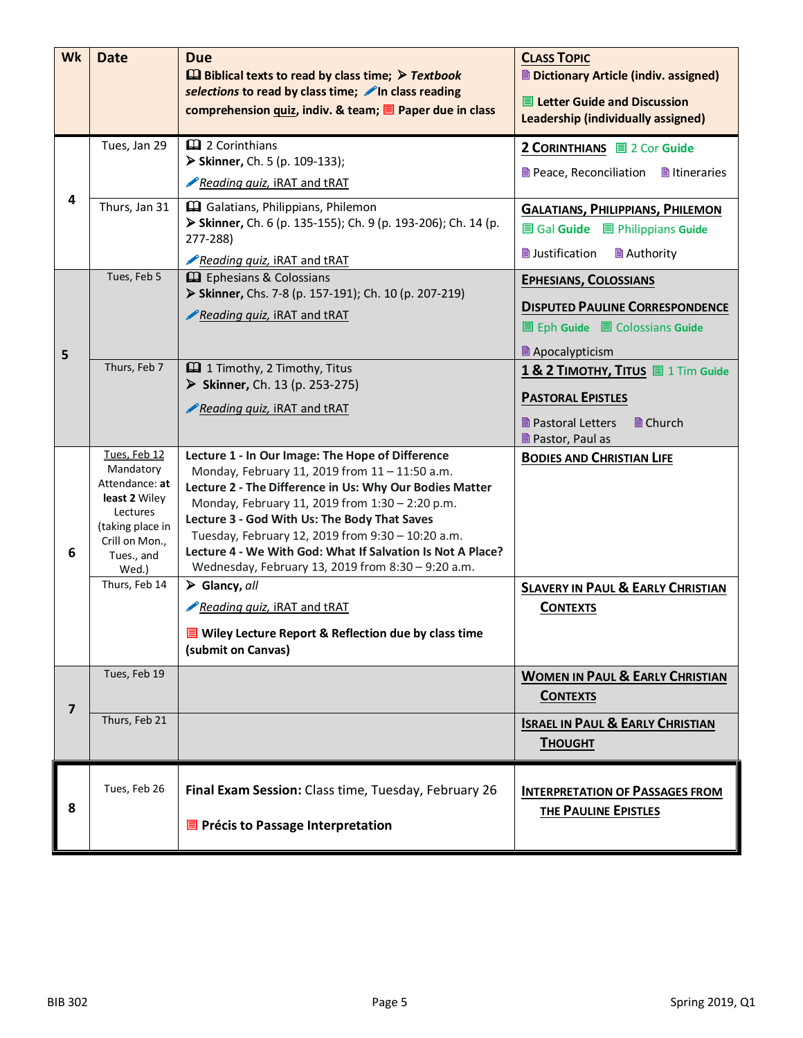| Wk | Date | Due<br>📖 Biblical texts to read by class time; ➤ *Textbook selections* to read by class time; ✏ In class reading comprehension quiz, indiv. & team; 📕 Paper due in class | CLASS TOPIC<br>📄 Dictionary Article (indiv. assigned)<br>📗 Letter Guide and Discussion Leadership (individually assigned) |
|---|---|---|---|
| 4 | Tues, Jan 29 | 📖 2 Corinthians<br>➤ **Skinner,** Ch. 5 (p. 109-133);<br>✏ *Reading quiz,* iRAT and tRAT | **2 CORINTHIANS** 📗 2 Cor Guide<br>📄 Peace, Reconciliation 📄 Itineraries |
| | Thurs, Jan 31 | 📖 Galatians, Philippians, Philemon<br>➤ **Skinner,** Ch. 6 (p. 135-155); Ch. 9 (p. 193-206); Ch. 14 (p. 277-288)<br>✏ *Reading quiz,* iRAT and tRAT | **GALATIANS, PHILIPPIANS, PHILEMON**<br>📗 Gal Guide 📗 Philippians Guide<br>📄 Justification 📄 Authority |
| 5 | Tues, Feb 5 | 📖 Ephesians & Colossians<br>➤ **Skinner,** Chs. 7-8 (p. 157-191); Ch. 10 (p. 207-219)<br>✏ *Reading quiz,* iRAT and tRAT | **EPHESIANS, COLOSSIANS**<br>**DISPUTED PAULINE CORRESPONDENCE**<br>📗 Eph Guide 📗 Colossians Guide<br>📄 Apocalypticism |
| | Thurs, Feb 7 | 📖 1 Timothy, 2 Timothy, Titus<br>➤ **Skinner,** Ch. 13 (p. 253-275)<br>✏ *Reading quiz,* iRAT and tRAT | **1 & 2 TIMOTHY, TITUS** 📗 1 Tim Guide<br>**PASTORAL EPISTLES**<br>📄 Pastoral Letters 📄 Church<br>📄 Pastor, Paul as |
| 6 | Tues, Feb 12<br>Mandatory Attendance: **at least 2** Wiley Lectures (taking place in Crill on Mon., Tues., and Wed.) | **Lecture 1 - In Our Image: The Hope of Difference**<br>Monday, February 11, 2019 from 11 – 11:50 a.m.<br>**Lecture 2 - The Difference in Us: Why Our Bodies Matter**<br>Monday, February 11, 2019 from 1:30 – 2:20 p.m.<br>**Lecture 3 - God With Us: The Body That Saves**<br>Tuesday, February 12, 2019 from 9:30 – 10:20 a.m.<br>**Lecture 4 - We With God: What If Salvation Is Not A Place?**<br>Wednesday, February 13, 2019 from 8:30 – 9:20 a.m. | **BODIES AND CHRISTIAN LIFE** |
| | Thurs, Feb 14 | ➤ **Glancy,** *all*<br>✏ *Reading quiz,* iRAT and tRAT<br>📕 **Wiley Lecture Report & Reflection due by class time (submit on Canvas)** | **SLAVERY IN PAUL & EARLY CHRISTIAN CONTEXTS** |
| 7 | Tues, Feb 19 | | **WOMEN IN PAUL & EARLY CHRISTIAN CONTEXTS** |
| | Thurs, Feb 21 | | **ISRAEL IN PAUL & EARLY CHRISTIAN THOUGHT** |
| 8 | Tues, Feb 26 | **Final Exam Session:** Class time, Tuesday, February 26<br>📕 **Précis to Passage Interpretation** | **INTERPRETATION OF PASSAGES FROM THE PAULINE EPISTLES** |